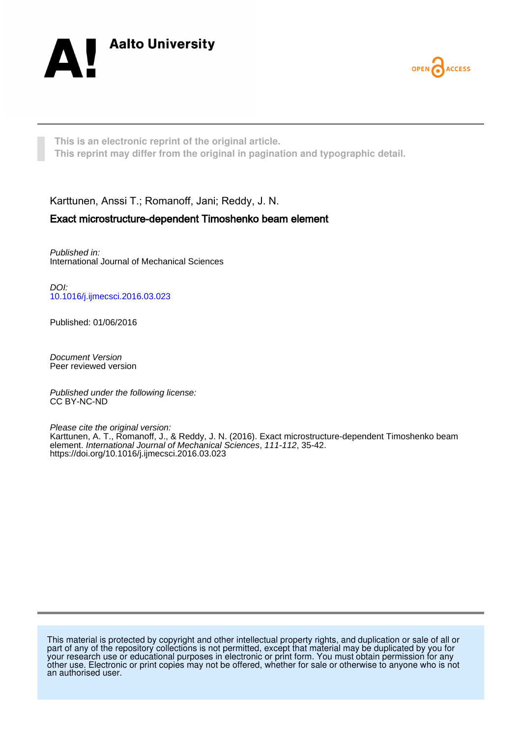Aalto University

OPEN ACCESS

This is an electronic reprint of the original article.
This reprint may differ from the original in pagination and typographic detail.

Karttunen, Anssi T.; Romanoff, Jani; Reddy, J. N.

**Exact microstructure-dependent Timoshenko beam element**

*Published in:*
International Journal of Mechanical Sciences

*DOI:*
10.1016/j.ijmecsci.2016.03.023

Published: 01/06/2016

*Document Version*
Peer reviewed version

*Published under the following license:*
CC BY-NC-ND

*Please cite the original version:*
Karttunen, A. T., Romanoff, J., & Reddy, J. N. (2016). Exact microstructure-dependent Timoshenko beam element. *International Journal of Mechanical Sciences*, *111-112*, 35-42. https://doi.org/10.1016/j.ijmecsci.2016.03.023

This material is protected by copyright and other intellectual property rights, and duplication or sale of all or part of any of the repository collections is not permitted, except that material may be duplicated by you for your research use or educational purposes in electronic or print form. You must obtain permission for any other use. Electronic or print copies may not be offered, whether for sale or otherwise to anyone who is not an authorised user.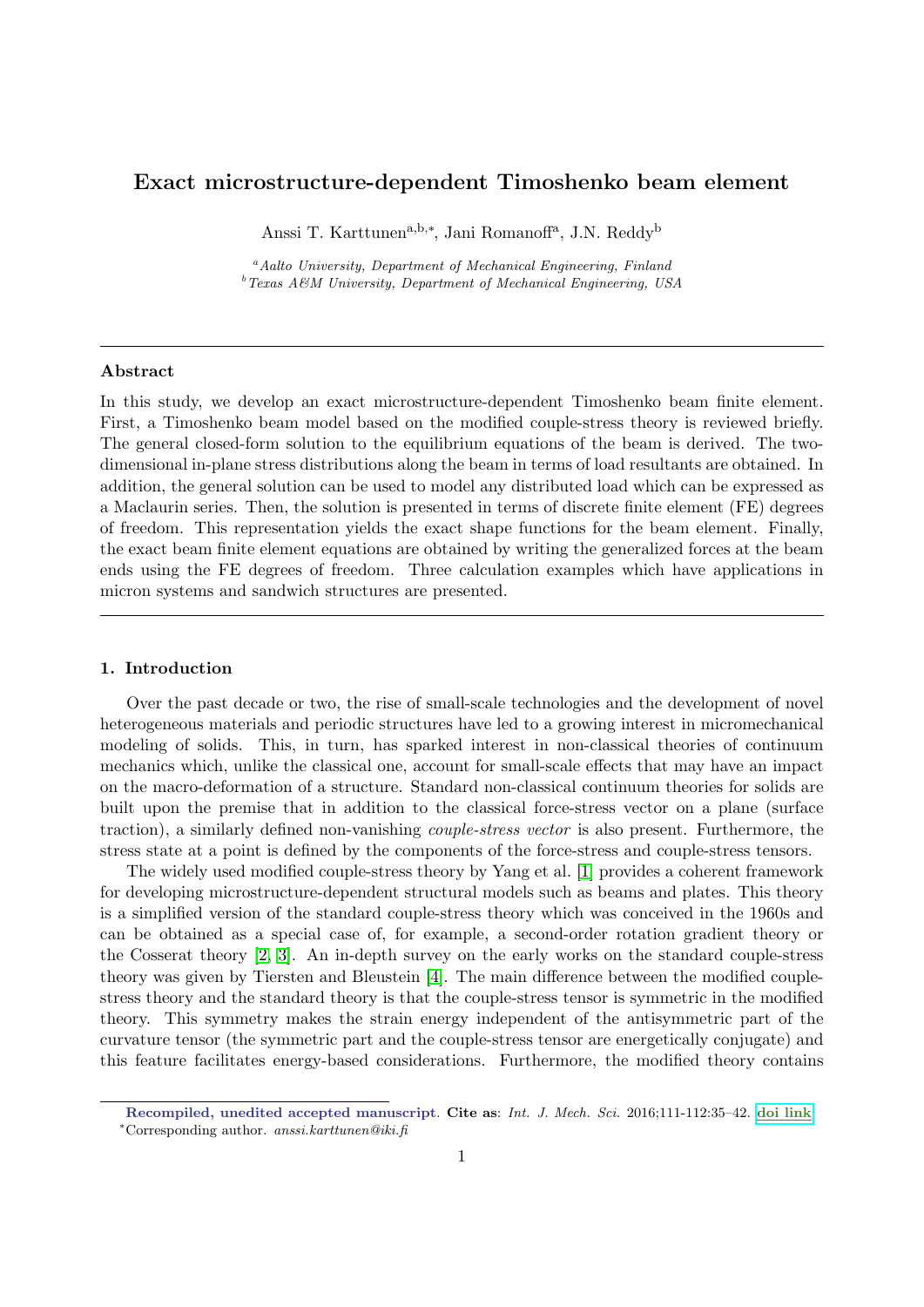# Exact microstructure-dependent Timoshenko beam element

Anssi T. Karttunen[a,b,*], Jani Romanoff[a], J.N. Reddy[b]

[a] *Aalto University, Department of Mechanical Engineering, Finland*
[b] *Texas A&M University, Department of Mechanical Engineering, USA*

---

### Abstract

In this study, we develop an exact microstructure-dependent Timoshenko beam finite element. First, a Timoshenko beam model based on the modified couple-stress theory is reviewed briefly. The general closed-form solution to the equilibrium equations of the beam is derived. The two-dimensional in-plane stress distributions along the beam in terms of load resultants are obtained. In addition, the general solution can be used to model any distributed load which can be expressed as a Maclaurin series. Then, the solution is presented in terms of discrete finite element (FE) degrees of freedom. This representation yields the exact shape functions for the beam element. Finally, the exact beam finite element equations are obtained by writing the generalized forces at the beam ends using the FE degrees of freedom. Three calculation examples which have applications in micron systems and sandwich structures are presented.

---

### 1. Introduction

Over the past decade or two, the rise of small-scale technologies and the development of novel heterogeneous materials and periodic structures have led to a growing interest in micromechanical modeling of solids. This, in turn, has sparked interest in non-classical theories of continuum mechanics which, unlike the classical one, account for small-scale effects that may have an impact on the macro-deformation of a structure. Standard non-classical continuum theories for solids are built upon the premise that in addition to the classical force-stress vector on a plane (surface traction), a similarly defined non-vanishing *couple-stress vector* is also present. Furthermore, the stress state at a point is defined by the components of the force-stress and couple-stress tensors.

The widely used modified couple-stress theory by Yang et al. [1] provides a coherent framework for developing microstructure-dependent structural models such as beams and plates. This theory is a simplified version of the standard couple-stress theory which was conceived in the 1960s and can be obtained as a special case of, for example, a second-order rotation gradient theory or the Cosserat theory [2, 3]. An in-depth survey on the early works on the standard couple-stress theory was given by Tiersten and Bleustein [4]. The main difference between the modified couple-stress theory and the standard theory is that the couple-stress tensor is symmetric in the modified theory. This symmetry makes the strain energy independent of the antisymmetric part of the curvature tensor (the symmetric part and the couple-stress tensor are energetically conjugate) and this feature facilitates energy-based considerations. Furthermore, the modified theory contains

---

**Recompiled, unedited accepted manuscript**. **Cite as**: *Int. J. Mech. Sci.* 2016;111-112:35–42. doi link

*Corresponding author. *anssi.karttunen@iki.fi*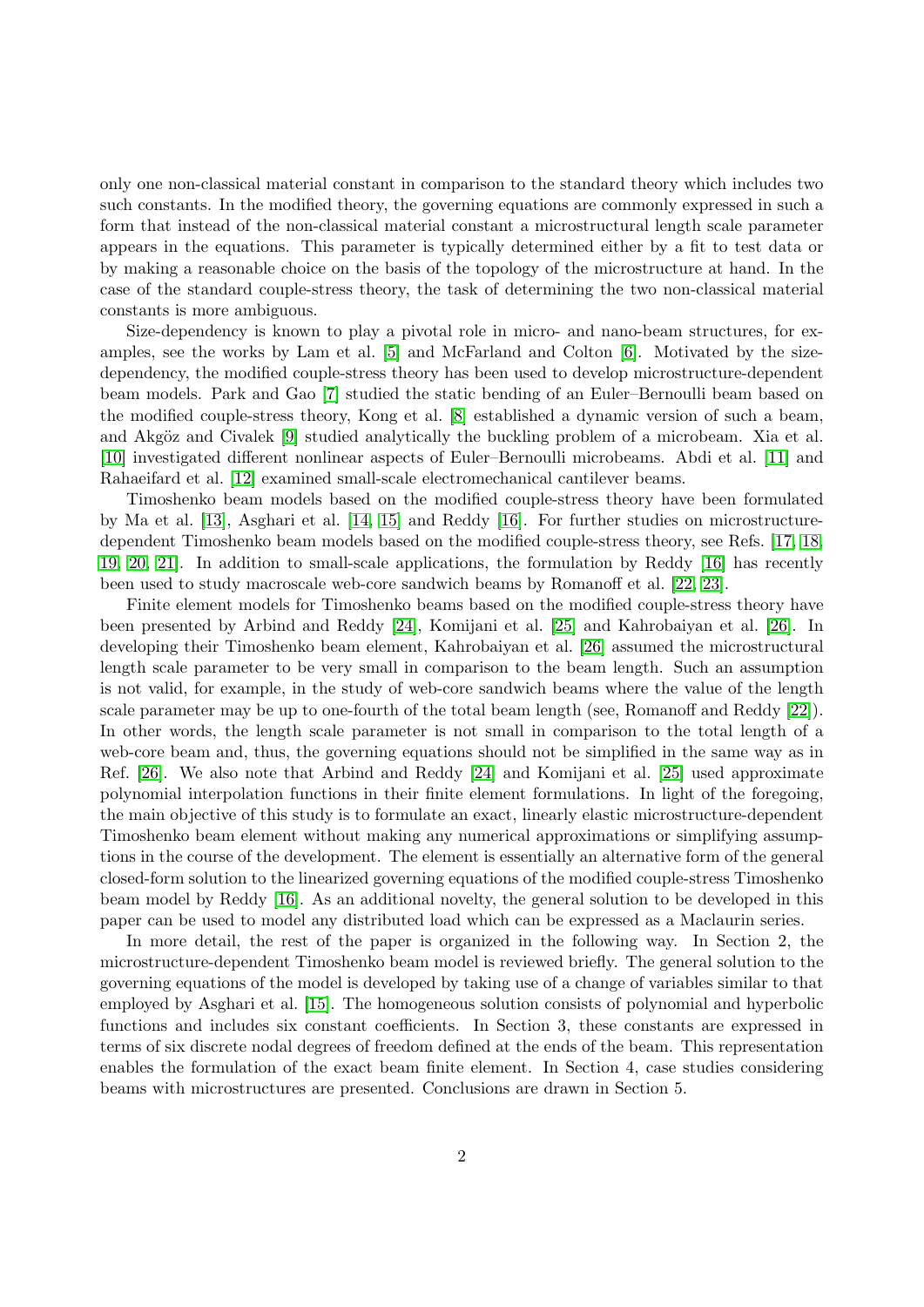only one non-classical material constant in comparison to the standard theory which includes two such constants. In the modified theory, the governing equations are commonly expressed in such a form that instead of the non-classical material constant a microstructural length scale parameter appears in the equations. This parameter is typically determined either by a fit to test data or by making a reasonable choice on the basis of the topology of the microstructure at hand. In the case of the standard couple-stress theory, the task of determining the two non-classical material constants is more ambiguous.

Size-dependency is known to play a pivotal role in micro- and nano-beam structures, for examples, see the works by Lam et al. [5] and McFarland and Colton [6]. Motivated by the size-dependency, the modified couple-stress theory has been used to develop microstructure-dependent beam models. Park and Gao [7] studied the static bending of an Euler–Bernoulli beam based on the modified couple-stress theory, Kong et al. [8] established a dynamic version of such a beam, and Akgöz and Civalek [9] studied analytically the buckling problem of a microbeam. Xia et al. [10] investigated different nonlinear aspects of Euler–Bernoulli microbeams. Abdi et al. [11] and Rahaeifard et al. [12] examined small-scale electromechanical cantilever beams.

Timoshenko beam models based on the modified couple-stress theory have been formulated by Ma et al. [13], Asghari et al. [14, 15] and Reddy [16]. For further studies on microstructure-dependent Timoshenko beam models based on the modified couple-stress theory, see Refs. [17, 18, 19, 20, 21]. In addition to small-scale applications, the formulation by Reddy [16] has recently been used to study macroscale web-core sandwich beams by Romanoff et al. [22, 23].

Finite element models for Timoshenko beams based on the modified couple-stress theory have been presented by Arbind and Reddy [24], Komijani et al. [25] and Kahrobaiyan et al. [26]. In developing their Timoshenko beam element, Kahrobaiyan et al. [26] assumed the microstructural length scale parameter to be very small in comparison to the beam length. Such an assumption is not valid, for example, in the study of web-core sandwich beams where the value of the length scale parameter may be up to one-fourth of the total beam length (see, Romanoff and Reddy [22]). In other words, the length scale parameter is not small in comparison to the total length of a web-core beam and, thus, the governing equations should not be simplified in the same way as in Ref. [26]. We also note that Arbind and Reddy [24] and Komijani et al. [25] used approximate polynomial interpolation functions in their finite element formulations. In light of the foregoing, the main objective of this study is to formulate an exact, linearly elastic microstructure-dependent Timoshenko beam element without making any numerical approximations or simplifying assumptions in the course of the development. The element is essentially an alternative form of the general closed-form solution to the linearized governing equations of the modified couple-stress Timoshenko beam model by Reddy [16]. As an additional novelty, the general solution to be developed in this paper can be used to model any distributed load which can be expressed as a Maclaurin series.

In more detail, the rest of the paper is organized in the following way. In Section 2, the microstructure-dependent Timoshenko beam model is reviewed briefly. The general solution to the governing equations of the model is developed by taking use of a change of variables similar to that employed by Asghari et al. [15]. The homogeneous solution consists of polynomial and hyperbolic functions and includes six constant coefficients. In Section 3, these constants are expressed in terms of six discrete nodal degrees of freedom defined at the ends of the beam. This representation enables the formulation of the exact beam finite element. In Section 4, case studies considering beams with microstructures are presented. Conclusions are drawn in Section 5.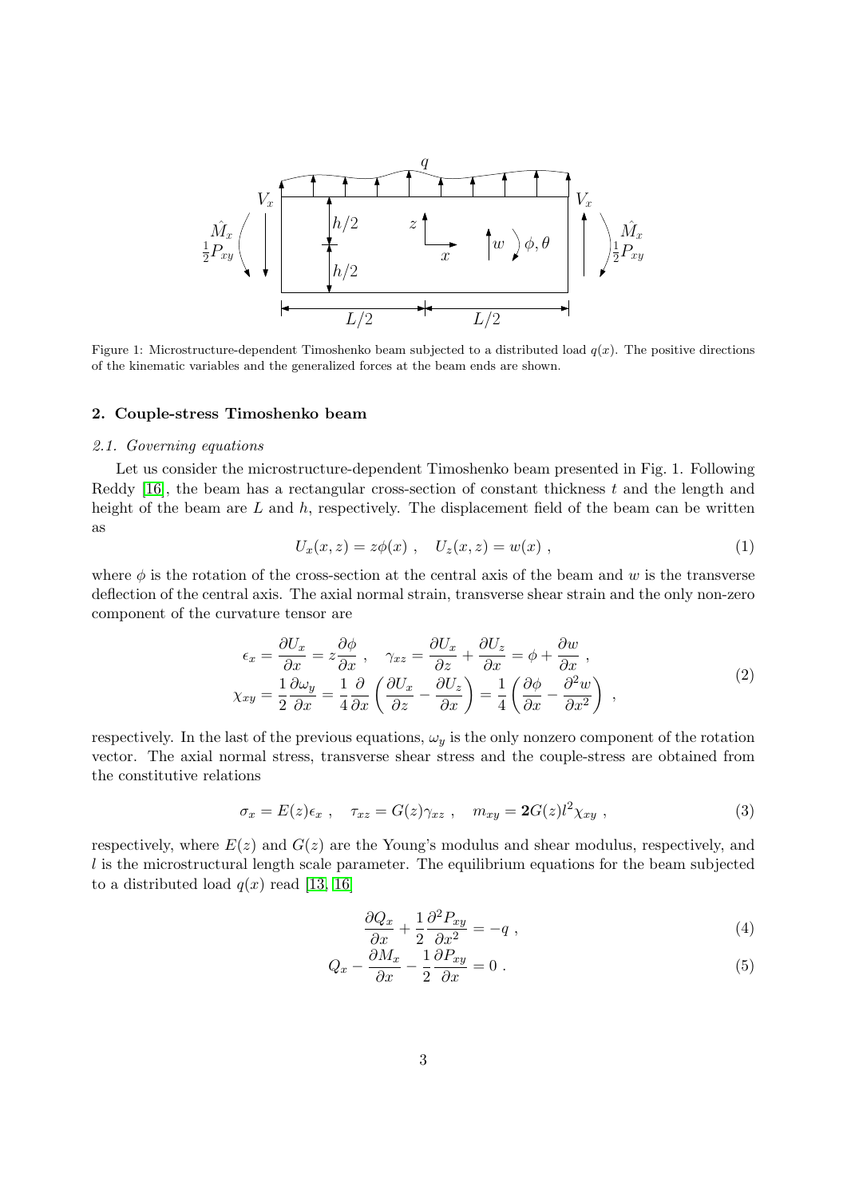Figure 1: Microstructure-dependent Timoshenko beam subjected to a distributed load $q(x)$. The positive directions of the kinematic variables and the generalized forces at the beam ends are shown.

### 2. Couple-stress Timoshenko beam

#### *2.1. Governing equations*

Let us consider the microstructure-dependent Timoshenko beam presented in Fig. 1. Following Reddy [16], the beam has a rectangular cross-section of constant thickness $t$ and the length and height of the beam are $L$ and $h$, respectively. The displacement field of the beam can be written as

$$U_x(x, z) = z\phi(x) \ , \quad U_z(x, z) = w(x) \ , \tag{1}$$

where $\phi$ is the rotation of the cross-section at the central axis of the beam and $w$ is the transverse deflection of the central axis. The axial normal strain, transverse shear strain and the only non-zero component of the curvature tensor are

$$\begin{aligned} \epsilon_x &= \frac{\partial U_x}{\partial x} = z\frac{\partial \phi}{\partial x} \ , \quad \gamma_{xz} = \frac{\partial U_x}{\partial z} + \frac{\partial U_z}{\partial x} = \phi + \frac{\partial w}{\partial x} \ , \\ \chi_{xy} &= \frac{1}{2}\frac{\partial \omega_y}{\partial x} = \frac{1}{4}\frac{\partial}{\partial x}\left(\frac{\partial U_x}{\partial z} - \frac{\partial U_z}{\partial x}\right) = \frac{1}{4}\left(\frac{\partial \phi}{\partial x} - \frac{\partial^2 w}{\partial x^2}\right) \ , \end{aligned} \tag{2}$$

respectively. In the last of the previous equations, $\omega_y$ is the only nonzero component of the rotation vector. The axial normal stress, transverse shear stress and the couple-stress are obtained from the constitutive relations

$$\sigma_x = E(z)\epsilon_x \ , \quad \tau_{xz} = G(z)\gamma_{xz} \ , \quad m_{xy} = \mathbf{2}G(z)l^2\chi_{xy} \ , \tag{3}$$

respectively, where $E(z)$ and $G(z)$ are the Young's modulus and shear modulus, respectively, and $l$ is the microstructural length scale parameter. The equilibrium equations for the beam subjected to a distributed load $q(x)$ read [13, 16]

$$\frac{\partial Q_x}{\partial x} + \frac{1}{2}\frac{\partial^2 P_{xy}}{\partial x^2} = -q \ , \tag{4}$$

$$Q_x - \frac{\partial M_x}{\partial x} - \frac{1}{2}\frac{\partial P_{xy}}{\partial x} = 0 \ . \tag{5}$$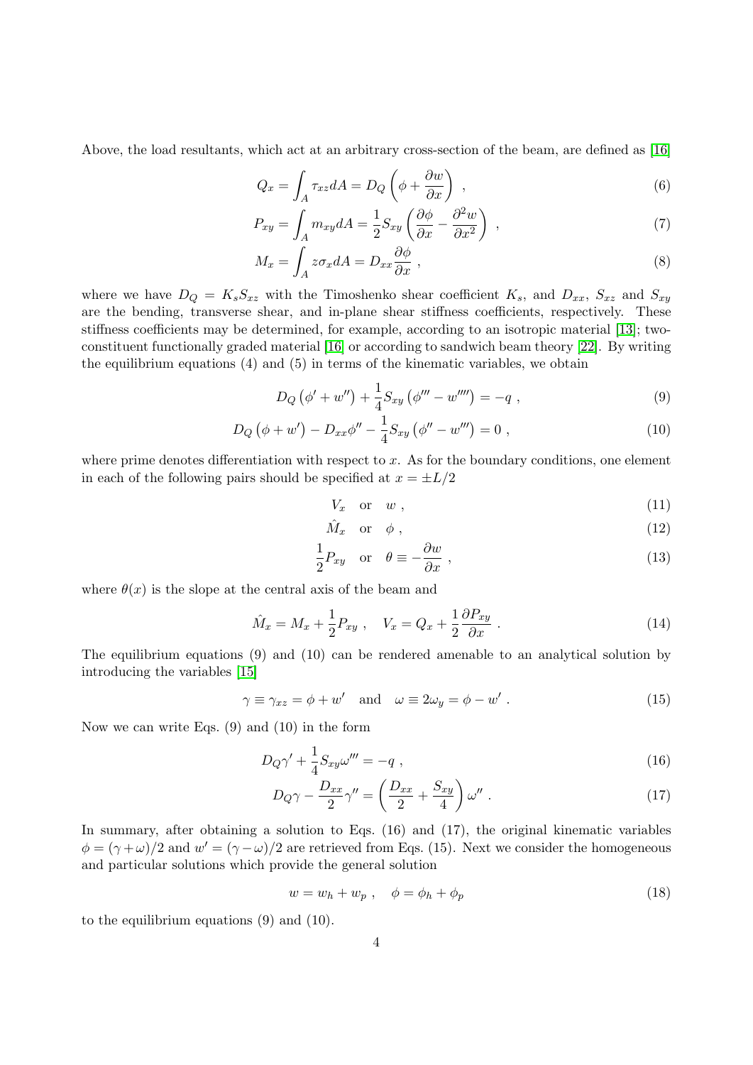Above, the load resultants, which act at an arbitrary cross-section of the beam, are defined as [16]

$$Q_x = \int_A \tau_{xz} dA = D_Q \left( \phi + \frac{\partial w}{\partial x} \right) \ , \tag{6}$$

$$P_{xy} = \int_A m_{xy} dA = \frac{1}{2} S_{xy} \left( \frac{\partial \phi}{\partial x} - \frac{\partial^2 w}{\partial x^2} \right) \ , \tag{7}$$

$$M_x = \int_A z \sigma_x dA = D_{xx} \frac{\partial \phi}{\partial x} \ , \tag{8}$$

where we have $D_Q = K_s S_{xz}$ with the Timoshenko shear coefficient $K_s$, and $D_{xx}$, $S_{xz}$ and $S_{xy}$ are the bending, transverse shear, and in-plane shear stiffness coefficients, respectively. These stiffness coefficients may be determined, for example, according to an isotropic material [13]; two-constituent functionally graded material [16] or according to sandwich beam theory [22]. By writing the equilibrium equations (4) and (5) in terms of the kinematic variables, we obtain

$$D_Q \left( \phi' + w'' \right) + \frac{1}{4} S_{xy} \left( \phi''' - w'''' \right) = -q \ , \tag{9}$$

$$D_Q \left( \phi + w' \right) - D_{xx} \phi'' - \frac{1}{4} S_{xy} \left( \phi'' - w''' \right) = 0 \ , \tag{10}$$

where prime denotes differentiation with respect to $x$. As for the boundary conditions, one element in each of the following pairs should be specified at $x = \pm L/2$

$$V_x \quad \text{or} \quad w \ , \tag{11}$$

$$\hat{M}_x \quad \text{or} \quad \phi \ , \tag{12}$$

$$\frac{1}{2} P_{xy} \quad \text{or} \quad \theta \equiv -\frac{\partial w}{\partial x} \ , \tag{13}$$

where $\theta(x)$ is the slope at the central axis of the beam and

$$\hat{M}_x = M_x + \frac{1}{2} P_{xy} \ , \quad V_x = Q_x + \frac{1}{2} \frac{\partial P_{xy}}{\partial x} \ . \tag{14}$$

The equilibrium equations (9) and (10) can be rendered amenable to an analytical solution by introducing the variables [15]

$$\gamma \equiv \gamma_{xz} = \phi + w' \quad \text{and} \quad \omega \equiv 2\omega_y = \phi - w' \ . \tag{15}$$

Now we can write Eqs. (9) and (10) in the form

$$D_Q \gamma' + \frac{1}{4} S_{xy} \omega''' = -q \ , \tag{16}$$

$$D_Q \gamma - \frac{D_{xx}}{2} \gamma'' = \left( \frac{D_{xx}}{2} + \frac{S_{xy}}{4} \right) \omega'' \ . \tag{17}$$

In summary, after obtaining a solution to Eqs. (16) and (17), the original kinematic variables $\phi = (\gamma + \omega)/2$ and $w' = (\gamma - \omega)/2$ are retrieved from Eqs. (15). Next we consider the homogeneous and particular solutions which provide the general solution

$$w = w_h + w_p \ , \quad \phi = \phi_h + \phi_p \tag{18}$$

to the equilibrium equations (9) and (10).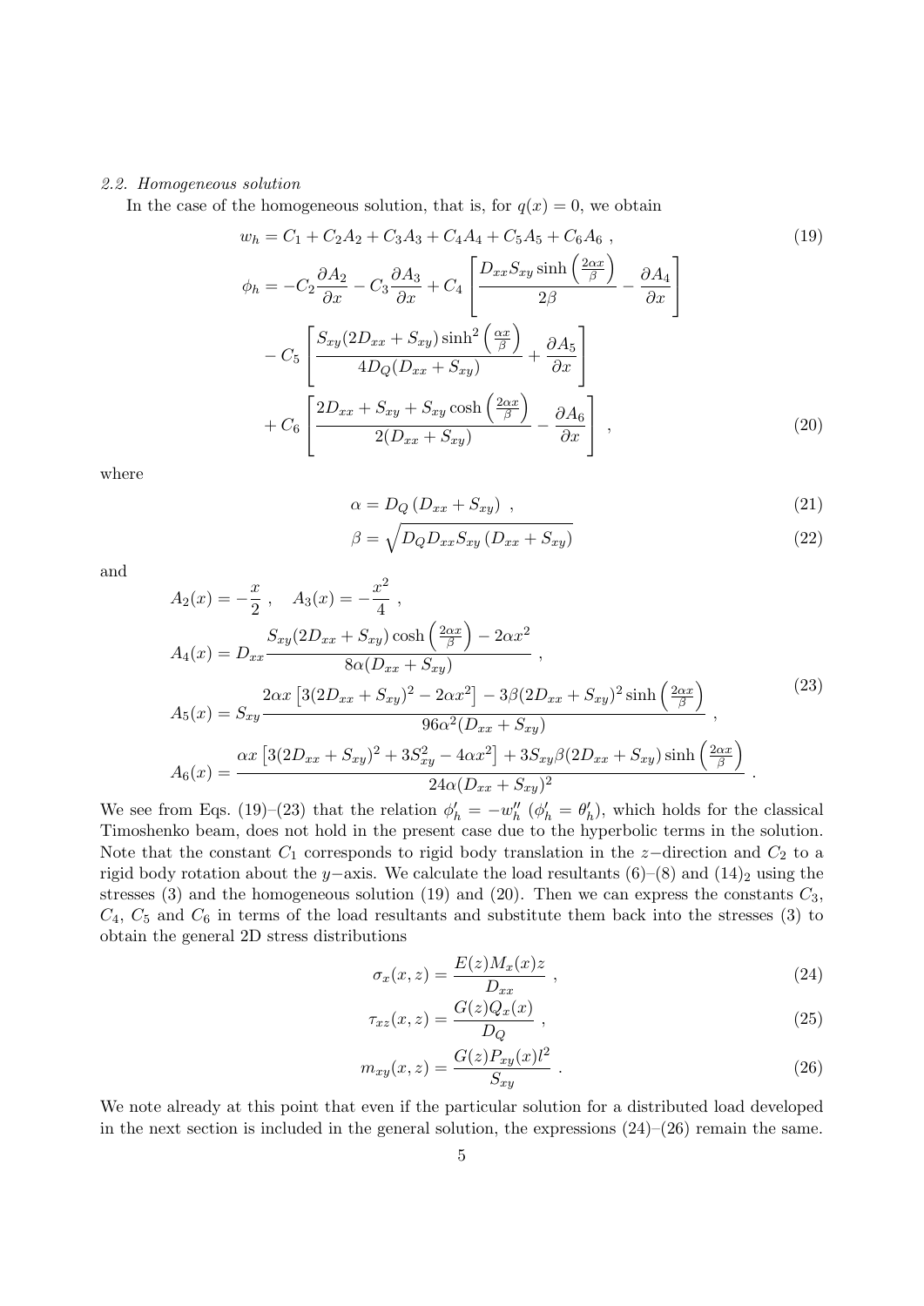*2.2. Homogeneous solution*

In the case of the homogeneous solution, that is, for $q(x) = 0$, we obtain

$$w_h = C_1 + C_2 A_2 + C_3 A_3 + C_4 A_4 + C_5 A_5 + C_6 A_6 \ , \tag{19}$$

$$\begin{aligned}
\phi_h = & -C_2 \frac{\partial A_2}{\partial x} - C_3 \frac{\partial A_3}{\partial x} + C_4 \left[ \frac{D_{xx} S_{xy} \sinh\left(\frac{2\alpha x}{\beta}\right)}{2\beta} - \frac{\partial A_4}{\partial x} \right] \\
& - C_5 \left[ \frac{S_{xy}(2D_{xx} + S_{xy}) \sinh^2\left(\frac{\alpha x}{\beta}\right)}{4D_Q(D_{xx} + S_{xy})} + \frac{\partial A_5}{\partial x} \right] \\
& + C_6 \left[ \frac{2D_{xx} + S_{xy} + S_{xy} \cosh\left(\frac{2\alpha x}{\beta}\right)}{2(D_{xx} + S_{xy})} - \frac{\partial A_6}{\partial x} \right] \ ,
\end{aligned} \tag{20}$$

where

$$\alpha = D_Q \left( D_{xx} + S_{xy} \right) \ , \tag{21}$$

$$\beta = \sqrt{D_Q D_{xx} S_{xy} \left( D_{xx} + S_{xy} \right)} \tag{22}$$

and

$$\begin{aligned}
A_2(x) &= -\frac{x}{2} \ , \quad A_3(x) = -\frac{x^2}{4} \ , \\
A_4(x) &= D_{xx} \frac{S_{xy}(2D_{xx} + S_{xy}) \cosh\left(\frac{2\alpha x}{\beta}\right) - 2\alpha x^2}{8\alpha(D_{xx} + S_{xy})} \ , \\
A_5(x) &= S_{xy} \frac{2\alpha x \left[ 3(2D_{xx} + S_{xy})^2 - 2\alpha x^2 \right] - 3\beta(2D_{xx} + S_{xy})^2 \sinh\left(\frac{2\alpha x}{\beta}\right)}{96\alpha^2(D_{xx} + S_{xy})} \ , \\
A_6(x) &= \frac{\alpha x \left[ 3(2D_{xx} + S_{xy})^2 + 3S_{xy}^2 - 4\alpha x^2 \right] + 3S_{xy}\beta(2D_{xx} + S_{xy}) \sinh\left(\frac{2\alpha x}{\beta}\right)}{24\alpha(D_{xx} + S_{xy})^2} \ .
\end{aligned} \tag{23}$$

We see from Eqs. (19)–(23) that the relation $\phi_h' = -w_h''$ ($\phi_h' = \theta_h'$), which holds for the classical Timoshenko beam, does not hold in the present case due to the hyperbolic terms in the solution. Note that the constant $C_1$ corresponds to rigid body translation in the $z-$direction and $C_2$ to a rigid body rotation about the $y-$axis. We calculate the load resultants (6)–(8) and $(14)_2$ using the stresses (3) and the homogeneous solution (19) and (20). Then we can express the constants $C_3$, $C_4$, $C_5$ and $C_6$ in terms of the load resultants and substitute them back into the stresses (3) to obtain the general 2D stress distributions

$$\sigma_x(x, z) = \frac{E(z) M_x(x) z}{D_{xx}} \ , \tag{24}$$

$$\tau_{xz}(x, z) = \frac{G(z) Q_x(x)}{D_Q} \ , \tag{25}$$

$$m_{xy}(x, z) = \frac{G(z) P_{xy}(x) l^2}{S_{xy}} \ . \tag{26}$$

We note already at this point that even if the particular solution for a distributed load developed in the next section is included in the general solution, the expressions (24)–(26) remain the same.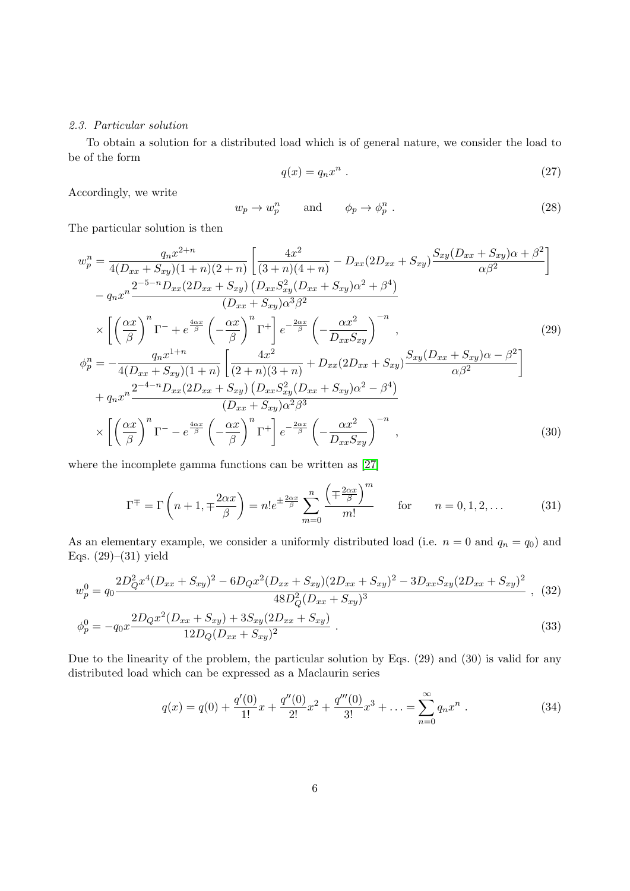### 2.3. Particular solution

To obtain a solution for a distributed load which is of general nature, we consider the load to be of the form

$$q(x) = q_n x^n \; . \tag{27}$$

Accordingly, we write

$$w_p \to w_p^n \qquad \text{and} \qquad \phi_p \to \phi_p^n \; . \tag{28}$$

The particular solution is then

$$\begin{aligned}
w_p^n &= \frac{q_n x^{2+n}}{4(D_{xx}+S_{xy})(1+n)(2+n)} \left[ \frac{4x^2}{(3+n)(4+n)} - D_{xx}(2D_{xx}+S_{xy}) \frac{S_{xy}(D_{xx}+S_{xy})\alpha + \beta^2}{\alpha\beta^2} \right] \\
&\quad - q_n x^n \frac{2^{-5-n} D_{xx}(2D_{xx}+S_{xy}) \left( D_{xx} S_{xy}^2 (D_{xx}+S_{xy})\alpha^2 + \beta^4 \right)}{(D_{xx}+S_{xy})\alpha^3\beta^2} \\
&\quad \times \left[ \left(\frac{\alpha x}{\beta}\right)^n \Gamma^- + e^{\frac{4\alpha x}{\beta}} \left(-\frac{\alpha x}{\beta}\right)^n \Gamma^+ \right] e^{-\frac{2\alpha x}{\beta}} \left( -\frac{\alpha x^2}{D_{xx} S_{xy}} \right)^{-n} ,
\end{aligned} \tag{29}$$

$$\begin{aligned}
\phi_p^n &= -\frac{q_n x^{1+n}}{4(D_{xx}+S_{xy})(1+n)} \left[ \frac{4x^2}{(2+n)(3+n)} + D_{xx}(2D_{xx}+S_{xy}) \frac{S_{xy}(D_{xx}+S_{xy})\alpha - \beta^2}{\alpha\beta^2} \right] \\
&\quad + q_n x^n \frac{2^{-4-n} D_{xx}(2D_{xx}+S_{xy}) \left( D_{xx} S_{xy}^2 (D_{xx}+S_{xy})\alpha^2 - \beta^4 \right)}{(D_{xx}+S_{xy})\alpha^2\beta^3} \\
&\quad \times \left[ \left(\frac{\alpha x}{\beta}\right)^n \Gamma^- - e^{\frac{4\alpha x}{\beta}} \left(-\frac{\alpha x}{\beta}\right)^n \Gamma^+ \right] e^{-\frac{2\alpha x}{\beta}} \left( -\frac{\alpha x^2}{D_{xx} S_{xy}} \right)^{-n} ,
\end{aligned} \tag{30}$$

where the incomplete gamma functions can be written as [27]

$$\Gamma^{\mp} = \Gamma\left(n+1, \mp\frac{2\alpha x}{\beta}\right) = n! e^{\pm\frac{2\alpha x}{\beta}} \sum_{m=0}^{n} \frac{\left(\mp\frac{2\alpha x}{\beta}\right)^m}{m!} \qquad \text{for} \qquad n = 0, 1, 2, \ldots \tag{31}$$

As an elementary example, we consider a uniformly distributed load (i.e. $n = 0$ and $q_n = q_0$) and Eqs. (29)–(31) yield

$$w_p^0 = q_0 \frac{2D_Q^2 x^4 (D_{xx}+S_{xy})^2 - 6D_Q x^2 (D_{xx}+S_{xy})(2D_{xx}+S_{xy})^2 - 3D_{xx}S_{xy}(2D_{xx}+S_{xy})^2}{48 D_Q^2 (D_{xx}+S_{xy})^3} \; , \tag{32}$$

$$\phi_p^0 = -q_0 x \frac{2D_Q x^2 (D_{xx}+S_{xy}) + 3S_{xy}(2D_{xx}+S_{xy})}{12 D_Q (D_{xx}+S_{xy})^2} \; . \tag{33}$$

Due to the linearity of the problem, the particular solution by Eqs. (29) and (30) is valid for any distributed load which can be expressed as a Maclaurin series

$$q(x) = q(0) + \frac{q'(0)}{1!}x + \frac{q''(0)}{2!}x^2 + \frac{q'''(0)}{3!}x^3 + \ldots = \sum_{n=0}^{\infty} q_n x^n \; . \tag{34}$$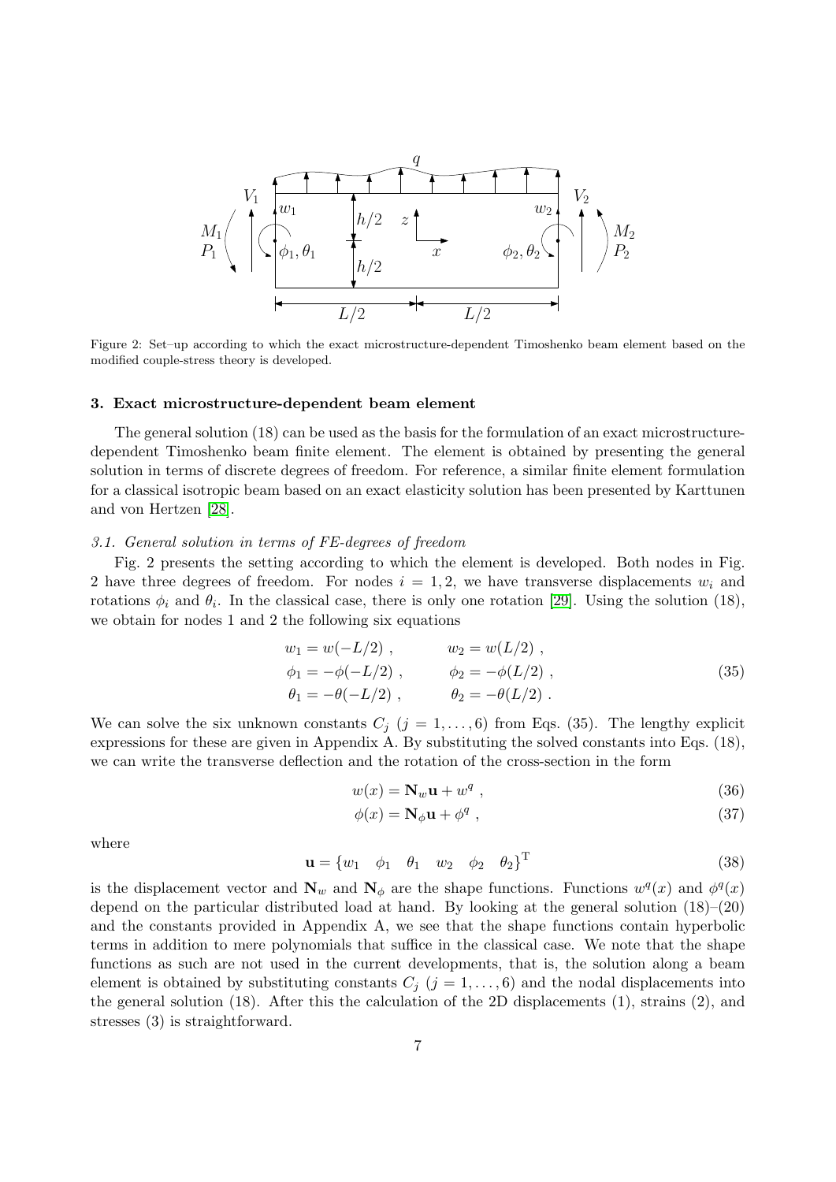Figure 2: Set–up according to which the exact microstructure-dependent Timoshenko beam element based on the modified couple-stress theory is developed.

### 3. Exact microstructure-dependent beam element

The general solution (18) can be used as the basis for the formulation of an exact microstructure-dependent Timoshenko beam finite element. The element is obtained by presenting the general solution in terms of discrete degrees of freedom. For reference, a similar finite element formulation for a classical isotropic beam based on an exact elasticity solution has been presented by Karttunen and von Hertzen [28].

#### *3.1. General solution in terms of FE-degrees of freedom*

Fig. 2 presents the setting according to which the element is developed. Both nodes in Fig. 2 have three degrees of freedom. For nodes $i = 1, 2$, we have transverse displacements $w_i$ and rotations $\phi_i$ and $\theta_i$. In the classical case, there is only one rotation [29]. Using the solution (18), we obtain for nodes 1 and 2 the following six equations

$$
\begin{aligned}
w_1 &= w(-L/2) \,, & w_2 &= w(L/2) \,, \\
\phi_1 &= -\phi(-L/2) \,, & \phi_2 &= -\phi(L/2) \,, \\
\theta_1 &= -\theta(-L/2) \,, & \theta_2 &= -\theta(L/2) \,.
\end{aligned}
\tag{35}
$$

We can solve the six unknown constants $C_j$ $(j = 1, \ldots, 6)$ from Eqs. (35). The lengthy explicit expressions for these are given in Appendix A. By substituting the solved constants into Eqs. (18), we can write the transverse deflection and the rotation of the cross-section in the form

$$
w(x) = \mathbf{N}_w \mathbf{u} + w^q \,, \tag{36}
$$

$$
\phi(x) = \mathbf{N}_\phi \mathbf{u} + \phi^q \,, \tag{37}
$$

where

$$
\mathbf{u} = \{w_1 \quad \phi_1 \quad \theta_1 \quad w_2 \quad \phi_2 \quad \theta_2\}^{\mathrm{T}} \tag{38}
$$

is the displacement vector and $\mathbf{N}_w$ and $\mathbf{N}_\phi$ are the shape functions. Functions $w^q(x)$ and $\phi^q(x)$ depend on the particular distributed load at hand. By looking at the general solution (18)–(20) and the constants provided in Appendix A, we see that the shape functions contain hyperbolic terms in addition to mere polynomials that suffice in the classical case. We note that the shape functions as such are not used in the current developments, that is, the solution along a beam element is obtained by substituting constants $C_j$ $(j = 1, \ldots, 6)$ and the nodal displacements into the general solution (18). After this the calculation of the 2D displacements (1), strains (2), and stresses (3) is straightforward.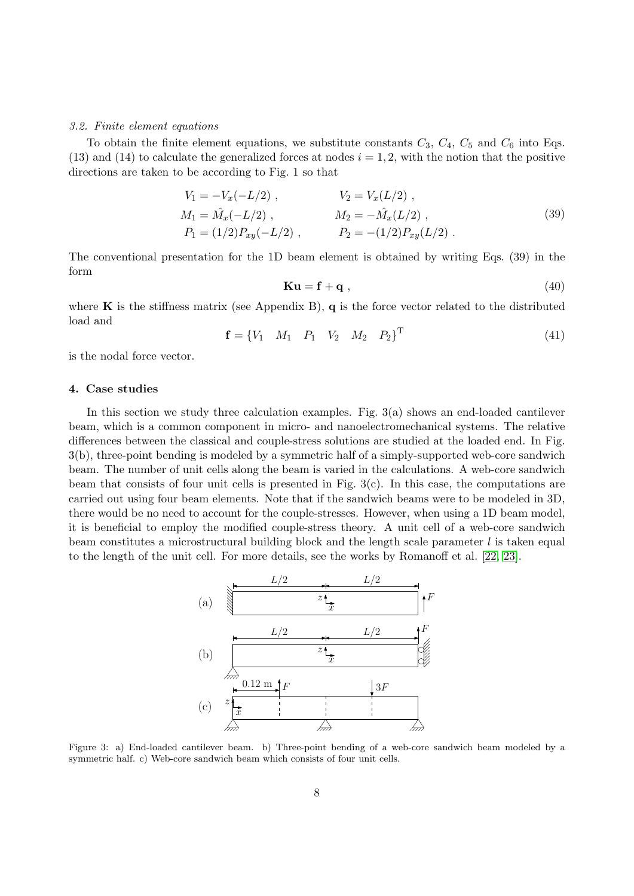*3.2. Finite element equations*

To obtain the finite element equations, we substitute constants $C_3$, $C_4$, $C_5$ and $C_6$ into Eqs. (13) and (14) to calculate the generalized forces at nodes $i = 1, 2$, with the notion that the positive directions are taken to be according to Fig. 1 so that

$$
\begin{aligned}
V_1 &= -V_x(-L/2) \,, & V_2 &= V_x(L/2) \,, \\
M_1 &= \hat{M}_x(-L/2) \,, & M_2 &= -\hat{M}_x(L/2) \,, \\
P_1 &= (1/2)P_{xy}(-L/2) \,, & P_2 &= -(1/2)P_{xy}(L/2) \,.
\end{aligned}
\tag{39}
$$

The conventional presentation for the 1D beam element is obtained by writing Eqs. (39) in the form

$$
\mathbf{K}\mathbf{u} = \mathbf{f} + \mathbf{q} \,, \tag{40}
$$

where $\mathbf{K}$ is the stiffness matrix (see Appendix B), $\mathbf{q}$ is the force vector related to the distributed load and

$$
\mathbf{f} = \{V_1 \quad M_1 \quad P_1 \quad V_2 \quad M_2 \quad P_2\}^{\mathrm{T}} \tag{41}
$$

is the nodal force vector.

## 4. Case studies

In this section we study three calculation examples. Fig. 3(a) shows an end-loaded cantilever beam, which is a common component in micro- and nanoelectromechanical systems. The relative differences between the classical and couple-stress solutions are studied at the loaded end. In Fig. 3(b), three-point bending is modeled by a symmetric half of a simply-supported web-core sandwich beam. The number of unit cells along the beam is varied in the calculations. A web-core sandwich beam that consists of four unit cells is presented in Fig. 3(c). In this case, the computations are carried out using four beam elements. Note that if the sandwich beams were to be modeled in 3D, there would be no need to account for the couple-stresses. However, when using a 1D beam model, it is beneficial to employ the modified couple-stress theory. A unit cell of a web-core sandwich beam constitutes a microstructural building block and the length scale parameter $l$ is taken equal to the length of the unit cell. For more details, see the works by Romanoff et al. [22, 23].

Figure 3: a) End-loaded cantilever beam. b) Three-point bending of a web-core sandwich beam modeled by a symmetric half. c) Web-core sandwich beam which consists of four unit cells.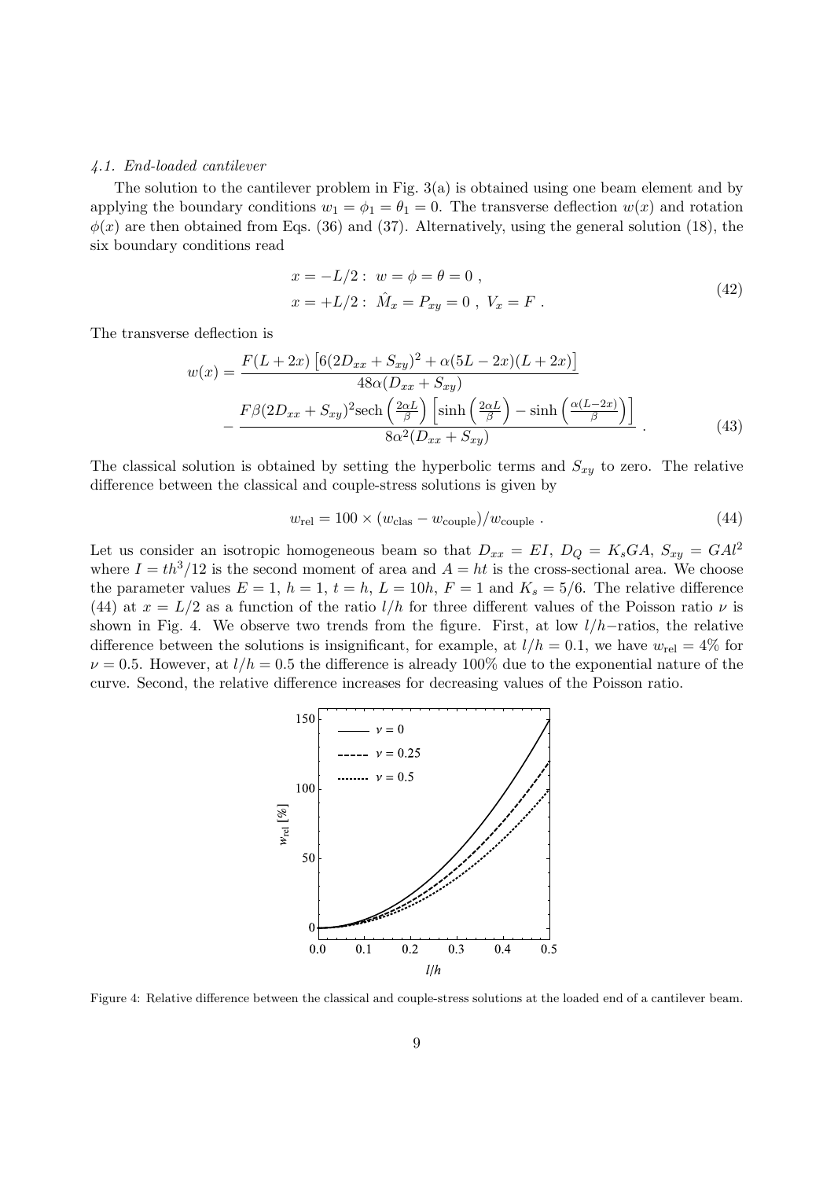### 4.1. End-loaded cantilever

The solution to the cantilever problem in Fig. 3(a) is obtained using one beam element and by applying the boundary conditions $w_1 = \phi_1 = \theta_1 = 0$. The transverse deflection $w(x)$ and rotation $\phi(x)$ are then obtained from Eqs. (36) and (37). Alternatively, using the general solution (18), the six boundary conditions read

$$
\begin{aligned}
&x = -L/2: \ w = \phi = \theta = 0 \ , \\
&x = +L/2: \ \hat{M}_x = P_{xy} = 0 \ , \ V_x = F \ .
\end{aligned}
\tag{42}
$$

The transverse deflection is

$$
\begin{aligned}
w(x) = &\frac{F(L+2x)\left[6(2D_{xx}+S_{xy})^2 + \alpha(5L-2x)(L+2x)\right]}{48\alpha(D_{xx}+S_{xy})} \\
&- \frac{F\beta(2D_{xx}+S_{xy})^2 \text{sech}\left(\frac{2\alpha L}{\beta}\right)\left[\sinh\left(\frac{2\alpha L}{\beta}\right) - \sinh\left(\frac{\alpha(L-2x)}{\beta}\right)\right]}{8\alpha^2(D_{xx}+S_{xy})} \ .
\end{aligned}
\tag{43}
$$

The classical solution is obtained by setting the hyperbolic terms and $S_{xy}$ to zero. The relative difference between the classical and couple-stress solutions is given by

$$
w_{\text{rel}} = 100 \times (w_{\text{clas}} - w_{\text{couple}})/w_{\text{couple}} \ . \tag{44}
$$

Let us consider an isotropic homogeneous beam so that $D_{xx} = EI$, $D_Q = K_s GA$, $S_{xy} = GAl^2$ where $I = th^3/12$ is the second moment of area and $A = ht$ is the cross-sectional area. We choose the parameter values $E = 1$, $h = 1$, $t = h$, $L = 10h$, $F = 1$ and $K_s = 5/6$. The relative difference (44) at $x = L/2$ as a function of the ratio $l/h$ for three different values of the Poisson ratio $\nu$ is shown in Fig. 4. We observe two trends from the figure. First, at low $l/h$−ratios, the relative difference between the solutions is insignificant, for example, at $l/h = 0.1$, we have $w_{\text{rel}} = 4\%$ for $\nu = 0.5$. However, at $l/h = 0.5$ the difference is already 100% due to the exponential nature of the curve. Second, the relative difference increases for decreasing values of the Poisson ratio.

Figure 4: Relative difference between the classical and couple-stress solutions at the loaded end of a cantilever beam.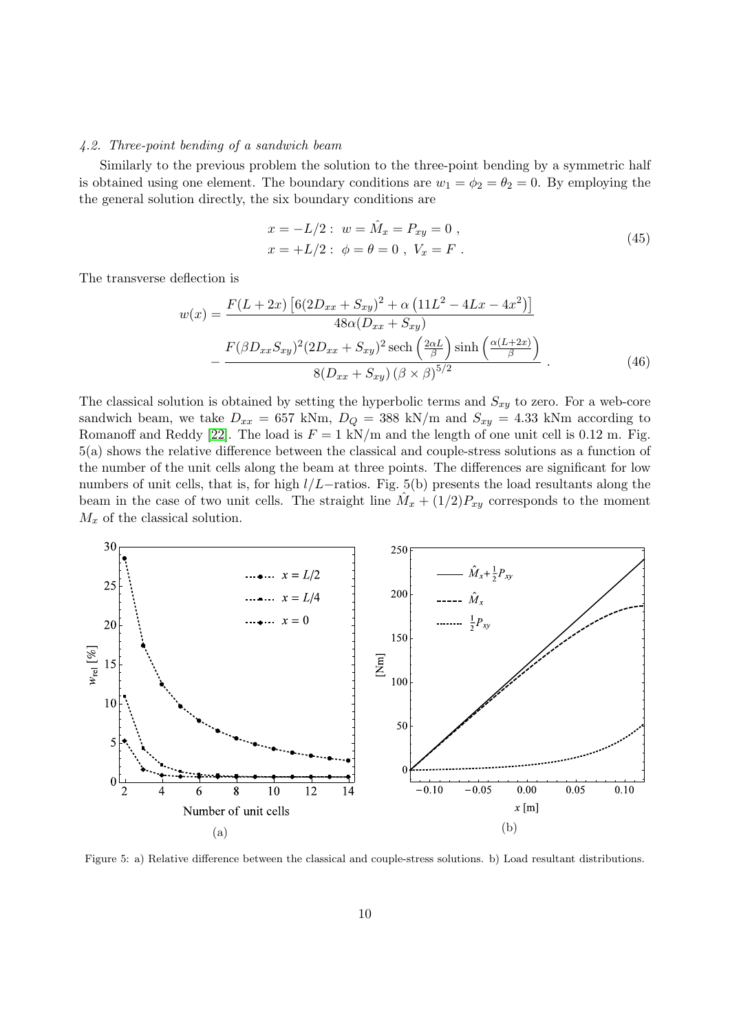### 4.2. Three-point bending of a sandwich beam

Similarly to the previous problem the solution to the three-point bending by a symmetric half is obtained using one element. The boundary conditions are $w_1 = \phi_2 = \theta_2 = 0$. By employing the the general solution directly, the six boundary conditions are

$$
\begin{aligned}
x = -L/2 :&\ w = \hat{M}_x = P_{xy} = 0 \ , \\
x = +L/2 :&\ \phi = \theta = 0 \ , \ V_x = F \ .
\end{aligned}
\tag{45}
$$

The transverse deflection is

$$
\begin{aligned}
w(x) = &\frac{F(L+2x)\left[6(2D_{xx}+S_{xy})^2 + \alpha\left(11L^2 - 4Lx - 4x^2\right)\right]}{48\alpha(D_{xx}+S_{xy})} \\
&- \frac{F(\beta D_{xx} S_{xy})^2 (2D_{xx}+S_{xy})^2 \operatorname{sech}\left(\frac{2\alpha L}{\beta}\right) \sinh\left(\frac{\alpha(L+2x)}{\beta}\right)}{8(D_{xx}+S_{xy})\left(\beta \times \beta\right)^{5/2}} \ .
\end{aligned}
\tag{46}
$$

The classical solution is obtained by setting the hyperbolic terms and $S_{xy}$ to zero. For a web-core sandwich beam, we take $D_{xx} = 657$ kNm, $D_Q = 388$ kN/m and $S_{xy} = 4.33$ kNm according to Romanoff and Reddy [22]. The load is $F = 1$ kN/m and the length of one unit cell is 0.12 m. Fig. 5(a) shows the relative difference between the classical and couple-stress solutions as a function of the number of the unit cells along the beam at three points. The differences are significant for low numbers of unit cells, that is, for high $l/L-$ratios. Fig. 5(b) presents the load resultants along the beam in the case of two unit cells. The straight line $\hat{M}_x + (1/2)P_{xy}$ corresponds to the moment $M_x$ of the classical solution.

Figure 5: a) Relative difference between the classical and couple-stress solutions. b) Load resultant distributions.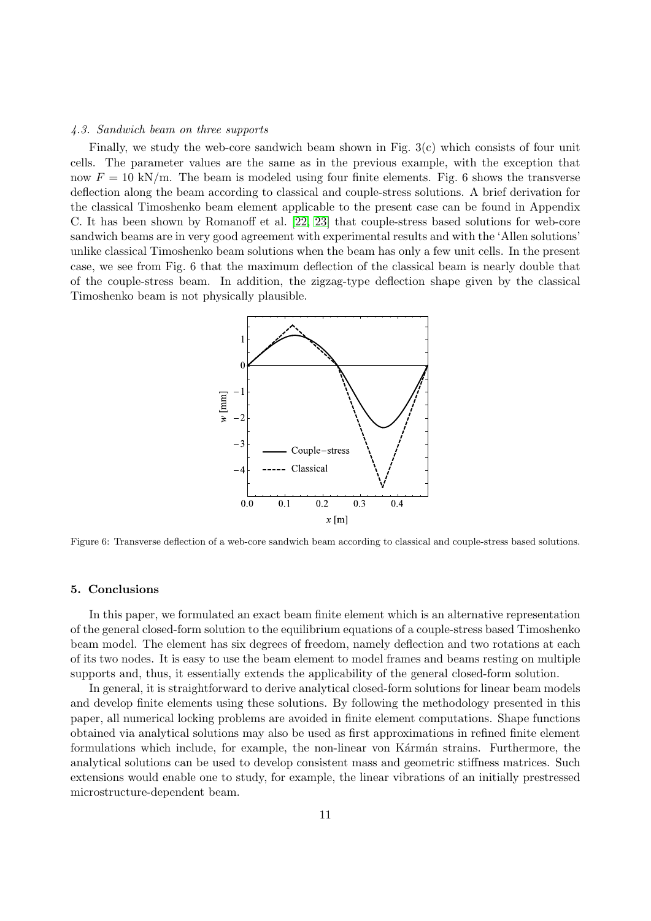### 4.3. Sandwich beam on three supports

Finally, we study the web-core sandwich beam shown in Fig. 3(c) which consists of four unit cells. The parameter values are the same as in the previous example, with the exception that now $F = 10$ kN/m. The beam is modeled using four finite elements. Fig. 6 shows the transverse deflection along the beam according to classical and couple-stress solutions. A brief derivation for the classical Timoshenko beam element applicable to the present case can be found in Appendix C. It has been shown by Romanoff et al. [22, 23] that couple-stress based solutions for web-core sandwich beams are in very good agreement with experimental results and with the 'Allen solutions' unlike classical Timoshenko beam solutions when the beam has only a few unit cells. In the present case, we see from Fig. 6 that the maximum deflection of the classical beam is nearly double that of the couple-stress beam. In addition, the zigzag-type deflection shape given by the classical Timoshenko beam is not physically plausible.

Figure 6: Transverse deflection of a web-core sandwich beam according to classical and couple-stress based solutions.

## 5. Conclusions

In this paper, we formulated an exact beam finite element which is an alternative representation of the general closed-form solution to the equilibrium equations of a couple-stress based Timoshenko beam model. The element has six degrees of freedom, namely deflection and two rotations at each of its two nodes. It is easy to use the beam element to model frames and beams resting on multiple supports and, thus, it essentially extends the applicability of the general closed-form solution.

In general, it is straightforward to derive analytical closed-form solutions for linear beam models and develop finite elements using these solutions. By following the methodology presented in this paper, all numerical locking problems are avoided in finite element computations. Shape functions obtained via analytical solutions may also be used as first approximations in refined finite element formulations which include, for example, the non-linear von Kármán strains. Furthermore, the analytical solutions can be used to develop consistent mass and geometric stiffness matrices. Such extensions would enable one to study, for example, the linear vibrations of an initially prestressed microstructure-dependent beam.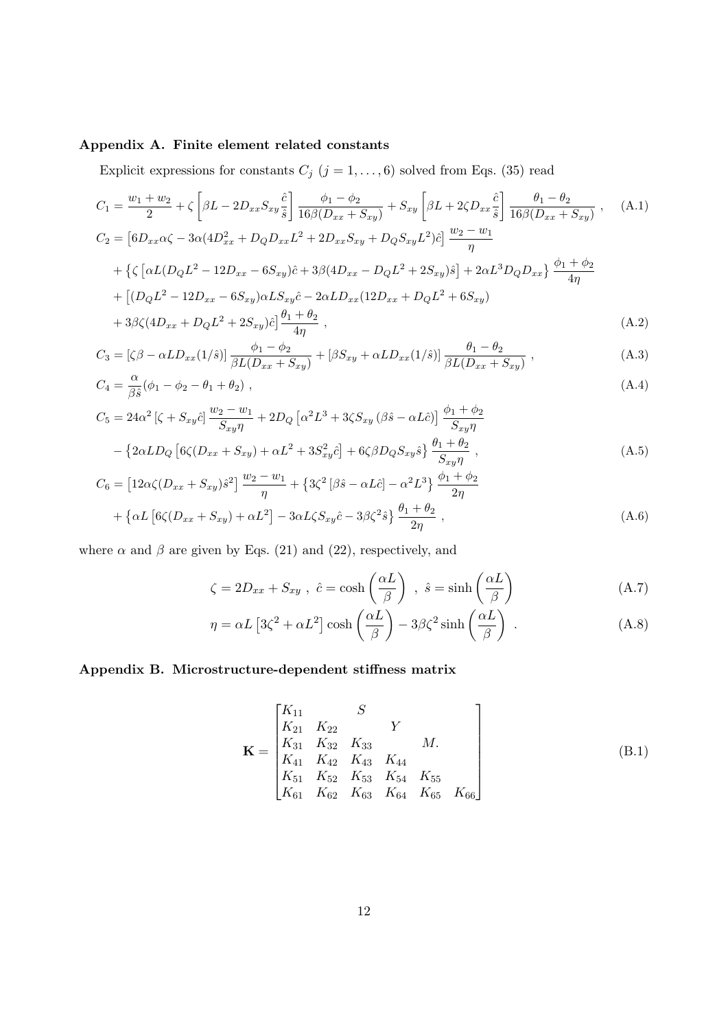### Appendix A. Finite element related constants

Explicit expressions for constants $C_j$ $(j = 1, \ldots, 6)$ solved from Eqs. (35) read

$$C_1 = \frac{w_1 + w_2}{2} + \zeta \left[ \beta L - 2D_{xx} S_{xy} \frac{\hat{c}}{\hat{s}} \right] \frac{\phi_1 - \phi_2}{16\beta(D_{xx} + S_{xy})} + S_{xy} \left[ \beta L + 2\zeta D_{xx} \frac{\hat{c}}{\hat{s}} \right] \frac{\theta_1 - \theta_2}{16\beta(D_{xx} + S_{xy})} \ , \tag{A.1}$$

$$\begin{aligned}
C_2 = {} & \left[ 6D_{xx}\alpha\zeta - 3\alpha(4D_{xx}^2 + D_Q D_{xx} L^2 + 2D_{xx} S_{xy} + D_Q S_{xy} L^2)\hat{c} \right] \frac{w_2 - w_1}{\eta} \\
& + \left\{ \zeta \left[ \alpha L (D_Q L^2 - 12D_{xx} - 6S_{xy})\hat{c} + 3\beta(4D_{xx} - D_Q L^2 + 2S_{xy})\hat{s} \right] + 2\alpha L^3 D_Q D_{xx} \right\} \frac{\phi_1 + \phi_2}{4\eta} \\
& + \left[ (D_Q L^2 - 12D_{xx} - 6S_{xy})\alpha L S_{xy} \hat{c} - 2\alpha L D_{xx}(12D_{xx} + D_Q L^2 + 6S_{xy}) \right. \\
& \left. + 3\beta\zeta(4D_{xx} + D_Q L^2 + 2S_{xy})\hat{c} \right] \frac{\theta_1 + \theta_2}{4\eta} \ ,
\end{aligned} \tag{A.2}$$

$$C_3 = \left[ \zeta\beta - \alpha L D_{xx}(1/\hat{s}) \right] \frac{\phi_1 - \phi_2}{\beta L(D_{xx} + S_{xy})} + \left[ \beta S_{xy} + \alpha L D_{xx}(1/\hat{s}) \right] \frac{\theta_1 - \theta_2}{\beta L(D_{xx} + S_{xy})} \ , \tag{A.3}$$

$$C_4 = \frac{\alpha}{\beta\hat{s}}(\phi_1 - \phi_2 - \theta_1 + \theta_2) \ , \tag{A.4}$$

$$\begin{aligned}
C_5 = {} & 24\alpha^2 \left[ \zeta + S_{xy}\hat{c} \right] \frac{w_2 - w_1}{S_{xy}\eta} + 2D_Q \left[ \alpha^2 L^3 + 3\zeta S_{xy}(\beta\hat{s} - \alpha L\hat{c}) \right] \frac{\phi_1 + \phi_2}{S_{xy}\eta} \\
& - \left\{ 2\alpha L D_Q \left[ 6\zeta(D_{xx} + S_{xy}) + \alpha L^2 + 3S_{xy}^2 \hat{c} \right] + 6\zeta\beta D_Q S_{xy}\hat{s} \right\} \frac{\theta_1 + \theta_2}{S_{xy}\eta} \ ,
\end{aligned} \tag{A.5}$$

$$\begin{aligned}
C_6 = {} & \left[ 12\alpha\zeta(D_{xx} + S_{xy})\hat{s}^2 \right] \frac{w_2 - w_1}{\eta} + \left\{ 3\zeta^2 \left[ \beta\hat{s} - \alpha L\hat{c} \right] - \alpha^2 L^3 \right\} \frac{\phi_1 + \phi_2}{2\eta} \\
& + \left\{ \alpha L \left[ 6\zeta(D_{xx} + S_{xy}) + \alpha L^2 \right] - 3\alpha L\zeta S_{xy}\hat{c} - 3\beta\zeta^2\hat{s} \right\} \frac{\theta_1 + \theta_2}{2\eta} \ ,
\end{aligned} \tag{A.6}$$

where $\alpha$ and $\beta$ are given by Eqs. (21) and (22), respectively, and

$$\zeta = 2D_{xx} + S_{xy} \ , \ \hat{c} = \cosh\left(\frac{\alpha L}{\beta}\right) \ , \ \hat{s} = \sinh\left(\frac{\alpha L}{\beta}\right) \tag{A.7}$$

$$\eta = \alpha L \left[ 3\zeta^2 + \alpha L^2 \right] \cosh\left(\frac{\alpha L}{\beta}\right) - 3\beta\zeta^2 \sinh\left(\frac{\alpha L}{\beta}\right) \ . \tag{A.8}$$

### Appendix B. Microstructure-dependent stiffness matrix

$$\mathbf{K} = \begin{bmatrix}
K_{11} & & S & & & \\
K_{21} & K_{22} & & Y & & \\
K_{31} & K_{32} & K_{33} & & M. & \\
K_{41} & K_{42} & K_{43} & K_{44} & & \\
K_{51} & K_{52} & K_{53} & K_{54} & K_{55} & \\
K_{61} & K_{62} & K_{63} & K_{64} & K_{65} & K_{66}
\end{bmatrix} \tag{B.1}$$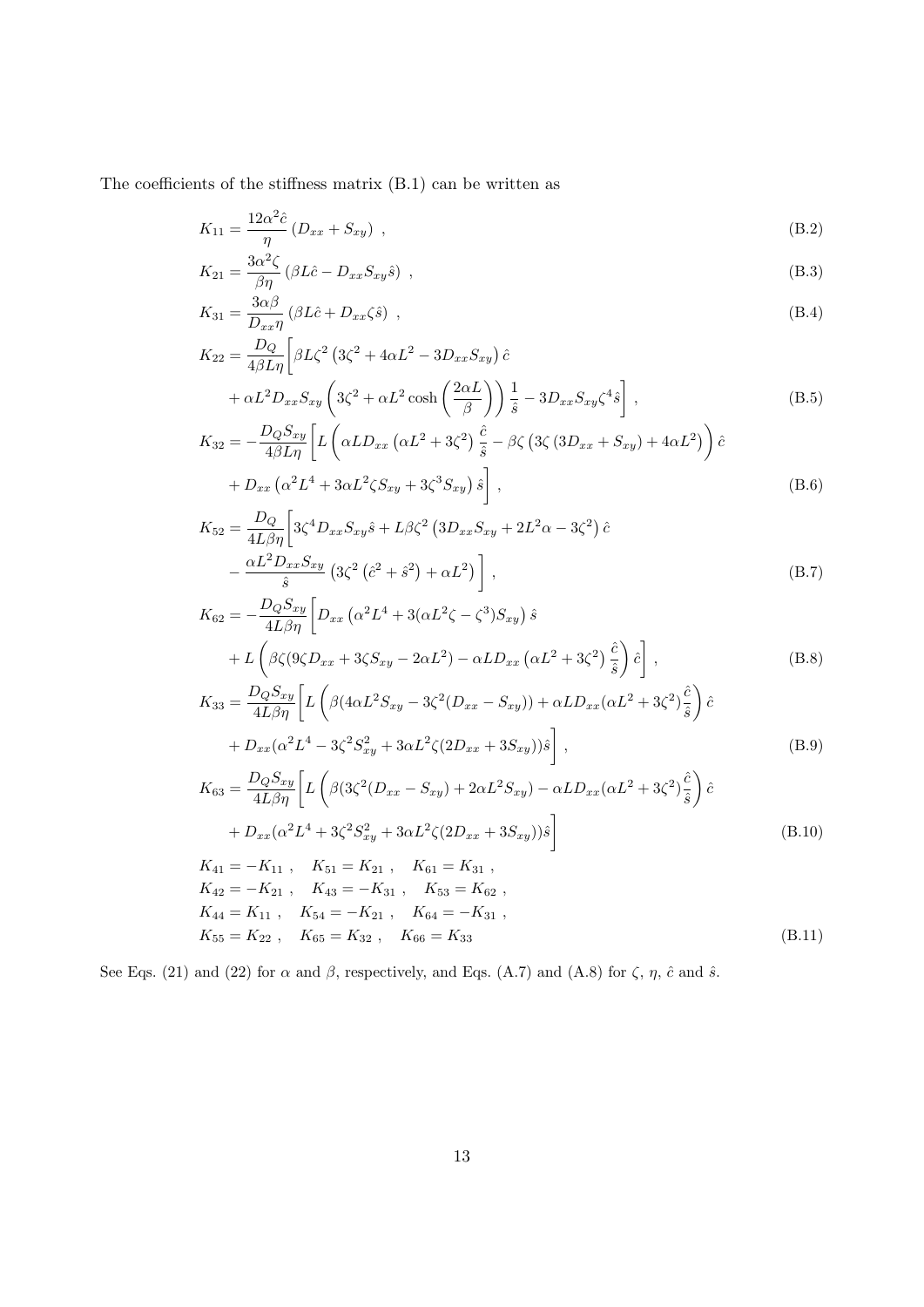The coefficients of the stiffness matrix (B.1) can be written as

$$K_{11} = \frac{12\alpha^2 \hat{c}}{\eta} \left( D_{xx} + S_{xy} \right) \ , \tag{B.2}$$

$$K_{21} = \frac{3\alpha^2 \zeta}{\beta \eta} \left( \beta L \hat{c} - D_{xx} S_{xy} \hat{s} \right) \ , \tag{B.3}$$

$$K_{31} = \frac{3\alpha\beta}{D_{xx}\eta} \left( \beta L \hat{c} + D_{xx} \zeta \hat{s} \right) \ , \tag{B.4}$$

$$\begin{aligned} K_{22} = \frac{D_Q}{4\beta L \eta} \bigg[ & \beta L \zeta^2 \left( 3\zeta^2 + 4\alpha L^2 - 3 D_{xx} S_{xy} \right) \hat{c} \\ & + \alpha L^2 D_{xx} S_{xy} \left( 3\zeta^2 + \alpha L^2 \cosh\left( \frac{2\alpha L}{\beta} \right) \right) \frac{1}{\hat{s}} - 3 D_{xx} S_{xy} \zeta^4 \hat{s} \bigg] \ , \end{aligned} \tag{B.5}$$

$$\begin{aligned} K_{32} = -\frac{D_Q S_{xy}}{4\beta L \eta} \bigg[ & L \left( \alpha L D_{xx} \left( \alpha L^2 + 3\zeta^2 \right) \frac{\hat{c}}{\hat{s}} - \beta \zeta \left( 3\zeta \left( 3 D_{xx} + S_{xy} \right) + 4\alpha L^2 \right) \right) \hat{c} \\ & + D_{xx} \left( \alpha^2 L^4 + 3\alpha L^2 \zeta S_{xy} + 3\zeta^3 S_{xy} \right) \hat{s} \bigg] \ , \end{aligned} \tag{B.6}$$

$$\begin{aligned} K_{52} = \frac{D_Q}{4 L \beta \eta} \bigg[ & 3\zeta^4 D_{xx} S_{xy} \hat{s} + L \beta \zeta^2 \left( 3 D_{xx} S_{xy} + 2 L^2 \alpha - 3\zeta^2 \right) \hat{c} \\ & - \frac{\alpha L^2 D_{xx} S_{xy}}{\hat{s}} \left( 3\zeta^2 \left( \hat{c}^2 + \hat{s}^2 \right) + \alpha L^2 \right) \bigg] \ , \end{aligned} \tag{B.7}$$

$$\begin{aligned} K_{62} = -\frac{D_Q S_{xy}}{4 L \beta \eta} \bigg[ & D_{xx} \left( \alpha^2 L^4 + 3(\alpha L^2 \zeta - \zeta^3) S_{xy} \right) \hat{s} \\ & + L \left( \beta \zeta (9\zeta D_{xx} + 3\zeta S_{xy} - 2\alpha L^2) - \alpha L D_{xx} \left( \alpha L^2 + 3\zeta^2 \right) \frac{\hat{c}}{\hat{s}} \right) \hat{c} \bigg] \ , \end{aligned} \tag{B.8}$$

$$\begin{aligned} K_{33} = \frac{D_Q S_{xy}}{4 L \beta \eta} \bigg[ & L \left( \beta (4\alpha L^2 S_{xy} - 3\zeta^2 (D_{xx} - S_{xy})) + \alpha L D_{xx} (\alpha L^2 + 3\zeta^2) \frac{\hat{c}}{\hat{s}} \right) \hat{c} \\ & + D_{xx} (\alpha^2 L^4 - 3\zeta^2 S_{xy}^2 + 3\alpha L^2 \zeta (2 D_{xx} + 3 S_{xy})) \hat{s} \bigg] \ , \end{aligned} \tag{B.9}$$

$$\begin{aligned} K_{63} = \frac{D_Q S_{xy}}{4 L \beta \eta} \bigg[ & L \left( \beta (3\zeta^2 (D_{xx} - S_{xy}) + 2\alpha L^2 S_{xy}) - \alpha L D_{xx} (\alpha L^2 + 3\zeta^2) \frac{\hat{c}}{\hat{s}} \right) \hat{c} \\ & + D_{xx} (\alpha^2 L^4 + 3\zeta^2 S_{xy}^2 + 3\alpha L^2 \zeta (2 D_{xx} + 3 S_{xy})) \hat{s} \bigg] \end{aligned} \tag{B.10}$$

$$\begin{aligned} & K_{41} = -K_{11} \ , \quad K_{51} = K_{21} \ , \quad K_{61} = K_{31} \ , \\ & K_{42} = -K_{21} \ , \quad K_{43} = -K_{31} \ , \quad K_{53} = K_{62} \ , \\ & K_{44} = K_{11} \ , \quad K_{54} = -K_{21} \ , \quad K_{64} = -K_{31} \ , \\ & K_{55} = K_{22} \ , \quad K_{65} = K_{32} \ , \quad K_{66} = K_{33} \end{aligned} \tag{B.11}$$

See Eqs. (21) and (22) for $\alpha$ and $\beta$, respectively, and Eqs. (A.7) and (A.8) for $\zeta$, $\eta$, $\hat{c}$ and $\hat{s}$.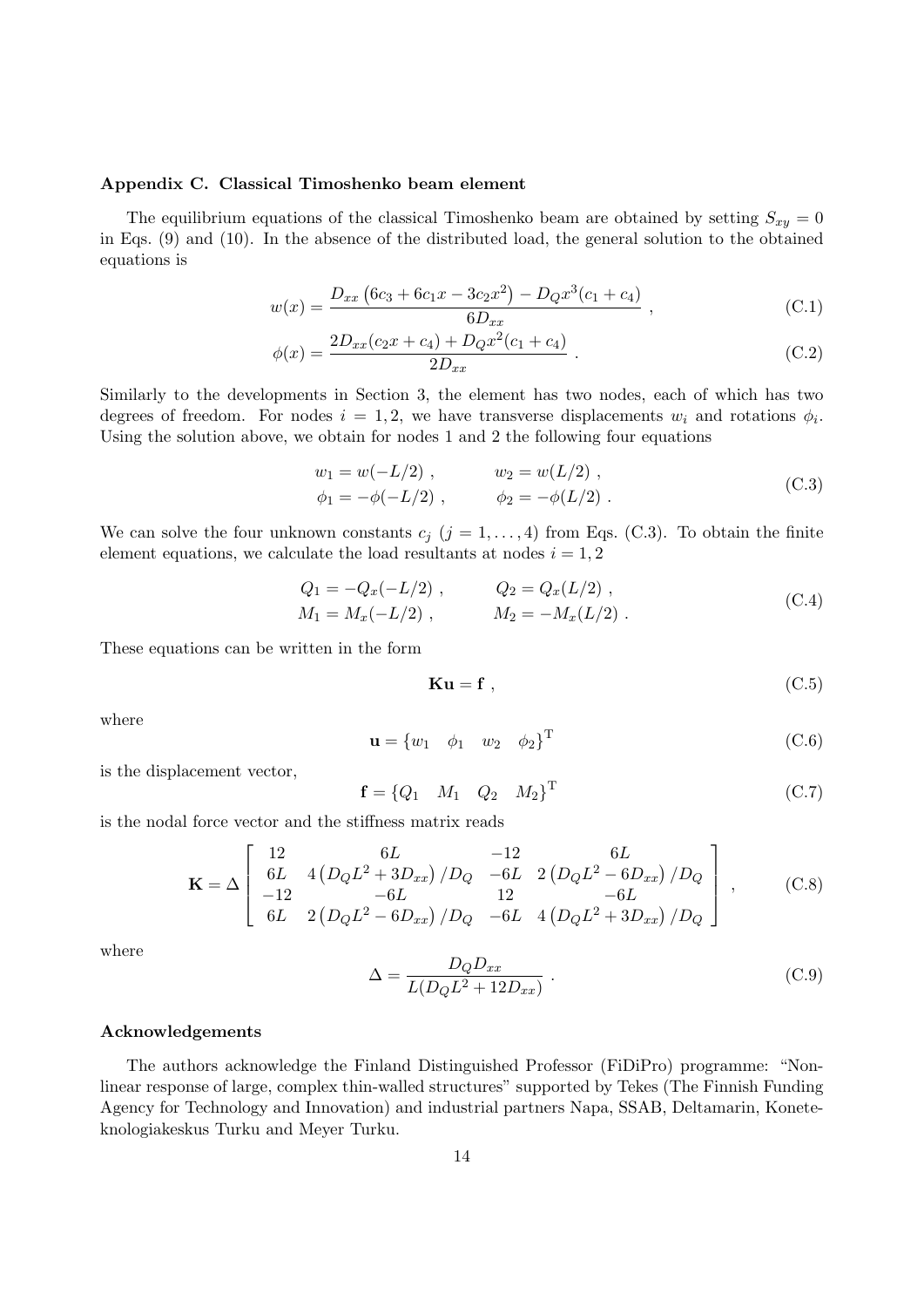### Appendix C. Classical Timoshenko beam element

The equilibrium equations of the classical Timoshenko beam are obtained by setting $S_{xy} = 0$ in Eqs. (9) and (10). In the absence of the distributed load, the general solution to the obtained equations is

$$w(x) = \frac{D_{xx}\left(6c_3 + 6c_1 x - 3c_2 x^2\right) - D_Q x^3 (c_1 + c_4)}{6D_{xx}} \ , \tag{C.1}$$

$$\phi(x) = \frac{2D_{xx}(c_2 x + c_4) + D_Q x^2 (c_1 + c_4)}{2D_{xx}} \ . \tag{C.2}$$

Similarly to the developments in Section 3, the element has two nodes, each of which has two degrees of freedom. For nodes $i = 1, 2$, we have transverse displacements $w_i$ and rotations $\phi_i$. Using the solution above, we obtain for nodes 1 and 2 the following four equations

$$\begin{aligned} w_1 &= w(-L/2) \ , \qquad & w_2 &= w(L/2) \ , \\ \phi_1 &= -\phi(-L/2) \ , \qquad & \phi_2 &= -\phi(L/2) \ . \end{aligned} \tag{C.3}$$

We can solve the four unknown constants $c_j$ $(j = 1, \ldots, 4)$ from Eqs. (C.3). To obtain the finite element equations, we calculate the load resultants at nodes $i = 1, 2$

$$\begin{aligned} Q_1 &= -Q_x(-L/2) \ , \qquad & Q_2 &= Q_x(L/2) \ , \\ M_1 &= M_x(-L/2) \ , \qquad & M_2 &= -M_x(L/2) \ . \end{aligned} \tag{C.4}$$

These equations can be written in the form

$$\mathbf{K}\mathbf{u} = \mathbf{f} \ , \tag{C.5}$$

where

$$\mathbf{u} = \{w_1 \quad \phi_1 \quad w_2 \quad \phi_2\}^{\mathrm{T}} \tag{C.6}$$

is the displacement vector,

$$\mathbf{f} = \{Q_1 \quad M_1 \quad Q_2 \quad M_2\}^{\mathrm{T}} \tag{C.7}$$

is the nodal force vector and the stiffness matrix reads

$$\mathbf{K} = \Delta \begin{bmatrix} 12 & 6L & -12 & 6L \\ 6L & 4\left(D_Q L^2 + 3D_{xx}\right)/D_Q & -6L & 2\left(D_Q L^2 - 6D_{xx}\right)/D_Q \\ -12 & -6L & 12 & -6L \\ 6L & 2\left(D_Q L^2 - 6D_{xx}\right)/D_Q & -6L & 4\left(D_Q L^2 + 3D_{xx}\right)/D_Q \end{bmatrix} \ , \tag{C.8}$$

where

$$\Delta = \frac{D_Q D_{xx}}{L(D_Q L^2 + 12D_{xx})} \ . \tag{C.9}$$

### Acknowledgements

The authors acknowledge the Finland Distinguished Professor (FiDiPro) programme: "Nonlinear response of large, complex thin-walled structures" supported by Tekes (The Finnish Funding Agency for Technology and Innovation) and industrial partners Napa, SSAB, Deltamarin, Koneteknologiakeskus Turku and Meyer Turku.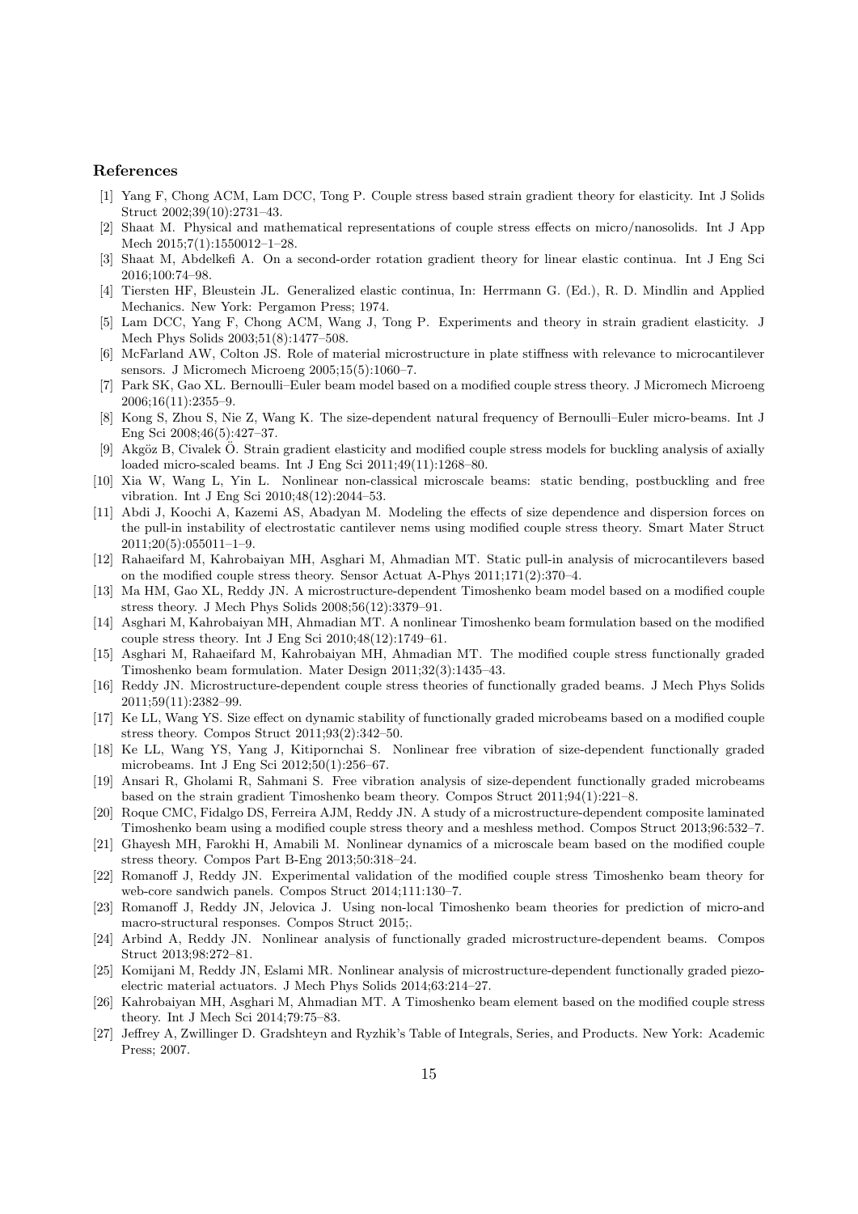## References

[1] Yang F, Chong ACM, Lam DCC, Tong P. Couple stress based strain gradient theory for elasticity. Int J Solids Struct 2002;39(10):2731–43.

[2] Shaat M. Physical and mathematical representations of couple stress effects on micro/nanosolids. Int J App Mech 2015;7(1):1550012–1–28.

[3] Shaat M, Abdelkefi A. On a second-order rotation gradient theory for linear elastic continua. Int J Eng Sci 2016;100:74–98.

[4] Tiersten HF, Bleustein JL. Generalized elastic continua, In: Herrmann G. (Ed.), R. D. Mindlin and Applied Mechanics. New York: Pergamon Press; 1974.

[5] Lam DCC, Yang F, Chong ACM, Wang J, Tong P. Experiments and theory in strain gradient elasticity. J Mech Phys Solids 2003;51(8):1477–508.

[6] McFarland AW, Colton JS. Role of material microstructure in plate stiffness with relevance to microcantilever sensors. J Micromech Microeng 2005;15(5):1060–7.

[7] Park SK, Gao XL. Bernoulli–Euler beam model based on a modified couple stress theory. J Micromech Microeng 2006;16(11):2355–9.

[8] Kong S, Zhou S, Nie Z, Wang K. The size-dependent natural frequency of Bernoulli–Euler micro-beams. Int J Eng Sci 2008;46(5):427–37.

[9] Akgöz B, Civalek Ö. Strain gradient elasticity and modified couple stress models for buckling analysis of axially loaded micro-scaled beams. Int J Eng Sci 2011;49(11):1268–80.

[10] Xia W, Wang L, Yin L. Nonlinear non-classical microscale beams: static bending, postbuckling and free vibration. Int J Eng Sci 2010;48(12):2044–53.

[11] Abdi J, Koochi A, Kazemi AS, Abadyan M. Modeling the effects of size dependence and dispersion forces on the pull-in instability of electrostatic cantilever nems using modified couple stress theory. Smart Mater Struct 2011;20(5):055011–1–9.

[12] Rahaeifard M, Kahrobaiyan MH, Asghari M, Ahmadian MT. Static pull-in analysis of microcantilevers based on the modified couple stress theory. Sensor Actuat A-Phys 2011;171(2):370–4.

[13] Ma HM, Gao XL, Reddy JN. A microstructure-dependent Timoshenko beam model based on a modified couple stress theory. J Mech Phys Solids 2008;56(12):3379–91.

[14] Asghari M, Kahrobaiyan MH, Ahmadian MT. A nonlinear Timoshenko beam formulation based on the modified couple stress theory. Int J Eng Sci 2010;48(12):1749–61.

[15] Asghari M, Rahaeifard M, Kahrobaiyan MH, Ahmadian MT. The modified couple stress functionally graded Timoshenko beam formulation. Mater Design 2011;32(3):1435–43.

[16] Reddy JN. Microstructure-dependent couple stress theories of functionally graded beams. J Mech Phys Solids 2011;59(11):2382–99.

[17] Ke LL, Wang YS. Size effect on dynamic stability of functionally graded microbeams based on a modified couple stress theory. Compos Struct 2011;93(2):342–50.

[18] Ke LL, Wang YS, Yang J, Kitipornchai S. Nonlinear free vibration of size-dependent functionally graded microbeams. Int J Eng Sci 2012;50(1):256–67.

[19] Ansari R, Gholami R, Sahmani S. Free vibration analysis of size-dependent functionally graded microbeams based on the strain gradient Timoshenko beam theory. Compos Struct 2011;94(1):221–8.

[20] Roque CMC, Fidalgo DS, Ferreira AJM, Reddy JN. A study of a microstructure-dependent composite laminated Timoshenko beam using a modified couple stress theory and a meshless method. Compos Struct 2013;96:532–7.

[21] Ghayesh MH, Farokhi H, Amabili M. Nonlinear dynamics of a microscale beam based on the modified couple stress theory. Compos Part B-Eng 2013;50:318–24.

[22] Romanoff J, Reddy JN. Experimental validation of the modified couple stress Timoshenko beam theory for web-core sandwich panels. Compos Struct 2014;111:130–7.

[23] Romanoff J, Reddy JN, Jelovica J. Using non-local Timoshenko beam theories for prediction of micro-and macro-structural responses. Compos Struct 2015;.

[24] Arbind A, Reddy JN. Nonlinear analysis of functionally graded microstructure-dependent beams. Compos Struct 2013;98:272–81.

[25] Komijani M, Reddy JN, Eslami MR. Nonlinear analysis of microstructure-dependent functionally graded piezoelectric material actuators. J Mech Phys Solids 2014;63:214–27.

[26] Kahrobaiyan MH, Asghari M, Ahmadian MT. A Timoshenko beam element based on the modified couple stress theory. Int J Mech Sci 2014;79:75–83.

[27] Jeffrey A, Zwillinger D. Gradshteyn and Ryzhik's Table of Integrals, Series, and Products. New York: Academic Press; 2007.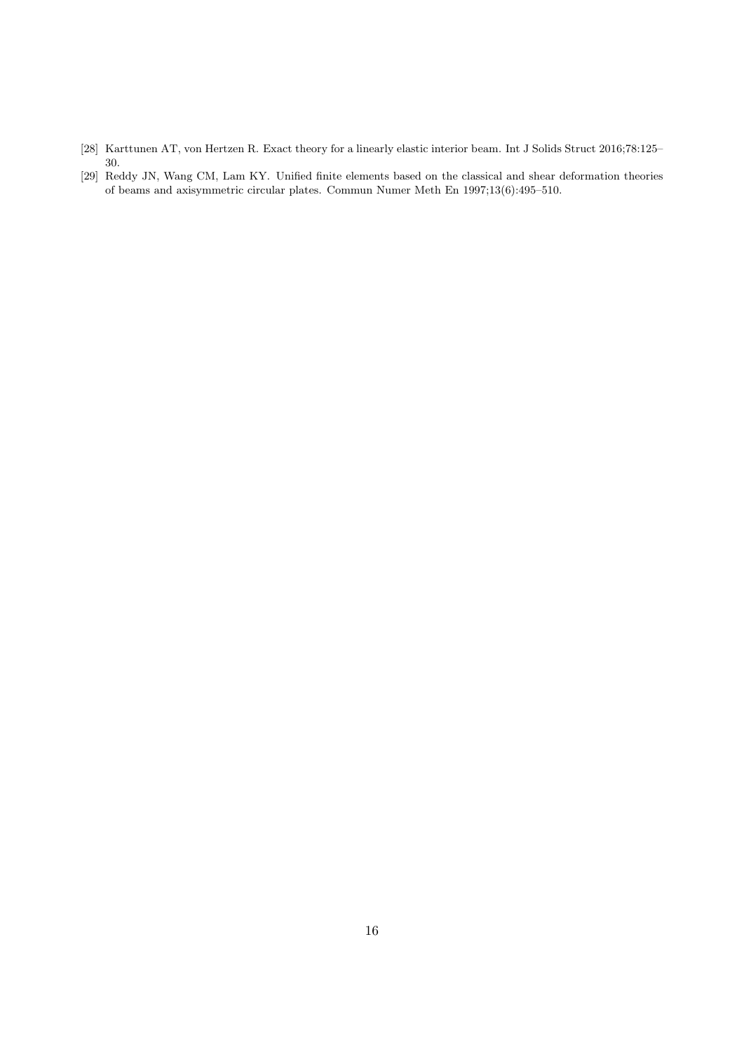[28] Karttunen AT, von Hertzen R. Exact theory for a linearly elastic interior beam. Int J Solids Struct 2016;78:125–30.

[29] Reddy JN, Wang CM, Lam KY. Unified finite elements based on the classical and shear deformation theories of beams and axisymmetric circular plates. Commun Numer Meth En 1997;13(6):495–510.